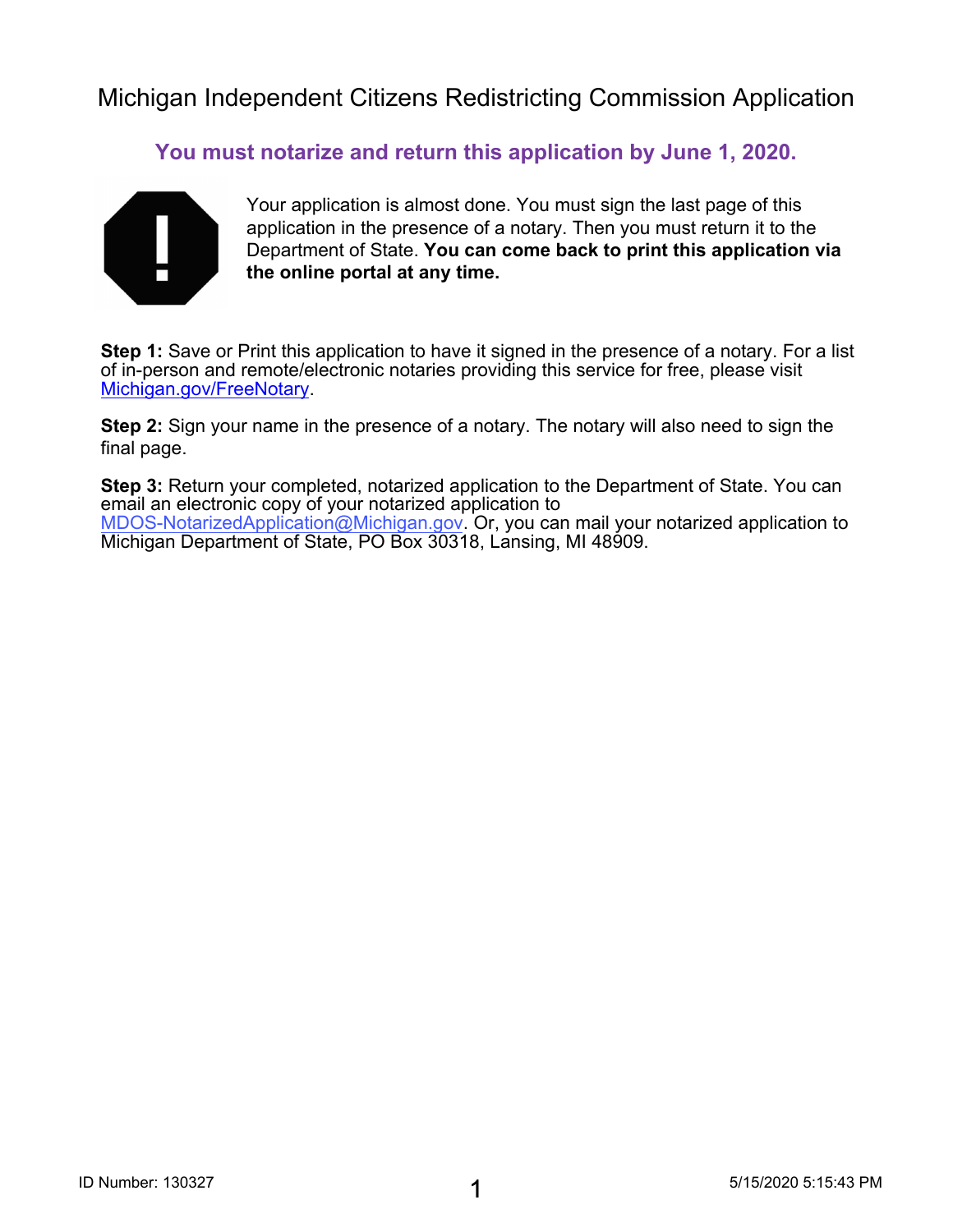# Michigan Independent Citizens Redistricting Commission Application

**You must notarize and return this application by June 1, 2020.**

Your application is almost done. You must sign the last page of this application in the presence of a notary. Then you must return it to the Department of State. **You can come back to print this application via the online portal at any time.**

**Step 1:** Save or Print this application to have it signed in the presence of a notary. For a list of in-person and remote/electronic notaries providing this service for free, please visit Michigan.gov/FreeNotary.

**Step 2:** Sign your name in the presence of a notary. The notary will also need to sign the final page.

**Step 3:** Return your completed, notarized application to the Department of State. You can email an electronic copy of your notarized application to MDOS-NotarizedApplication@Michigan.gov. Or, you can mail your notarized application to Michigan Department of State, PO Box 30318, Lansing, MI 48909.

ID Number: 130327

5/15/2020 5:15:43 PM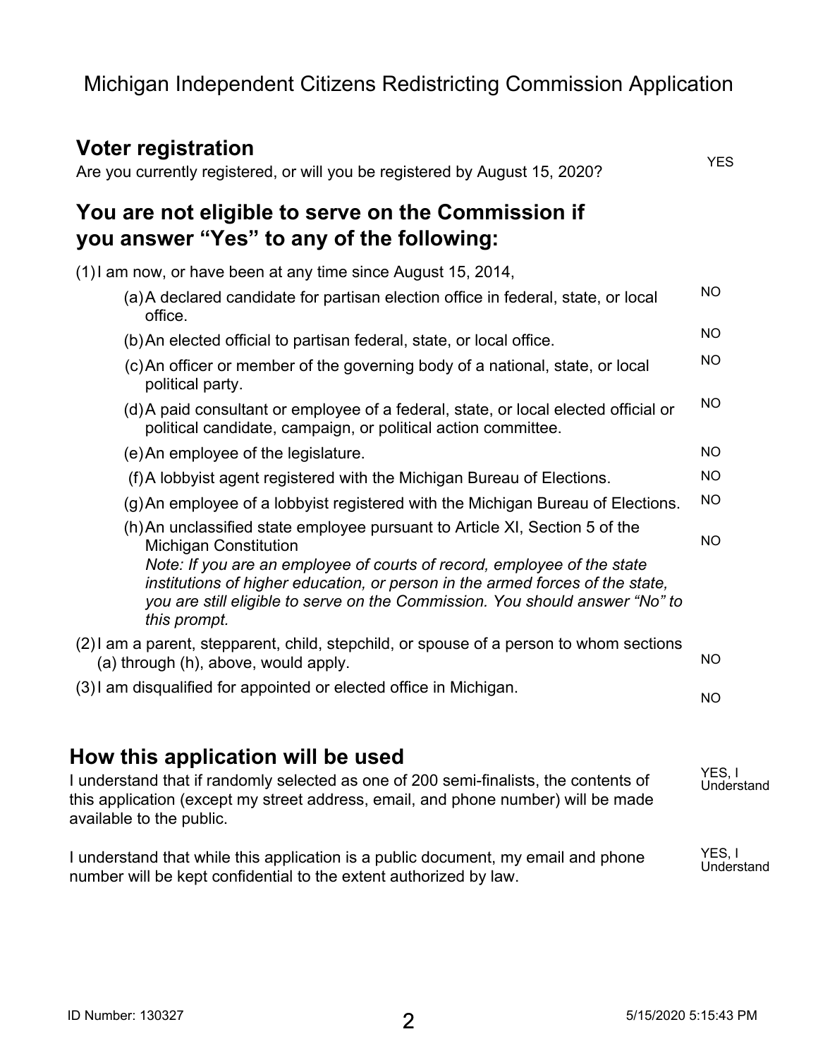# Michigan Independent Citizens Redistricting Commission Application

## Voter registration

Are you currently registered, or will you be registered by August 15, 2020? YES

## You are not eligible to serve on the Commission if you answer "Yes" to any of the following:

(1) I am now, or have been at any time since August 15, 2014,

| Question | Answer |
|---|---|
| (a) A declared candidate for partisan election office in federal, state, or local office. | NO |
| (b) An elected official to partisan federal, state, or local office. | NO |
| (c) An officer or member of the governing body of a national, state, or local political party. | NO |
| (d) A paid consultant or employee of a federal, state, or local elected official or political candidate, campaign, or political action committee. | NO |
| (e) An employee of the legislature. | NO |
| (f) A lobbyist agent registered with the Michigan Bureau of Elections. | NO |
| (g) An employee of a lobbyist registered with the Michigan Bureau of Elections. | NO |
| (h) An unclassified state employee pursuant to Article XI, Section 5 of the Michigan Constitution *Note: If you are an employee of courts of record, employee of the state institutions of higher education, or person in the armed forces of the state, you are still eligible to serve on the Commission. You should answer "No" to this prompt.* | NO |
| (2) I am a parent, stepparent, child, stepchild, or spouse of a person to whom sections (a) through (h), above, would apply. | NO |
| (3) I am disqualified for appointed or elected office in Michigan. | NO |

## How this application will be used

I understand that if randomly selected as one of 200 semi-finalists, the contents of this application (except my street address, email, and phone number) will be made available to the public. YES, I Understand

I understand that while this application is a public document, my email and phone number will be kept confidential to the extent authorized by law. YES, I Understand

ID Number: 130327

5/15/2020 5:15:43 PM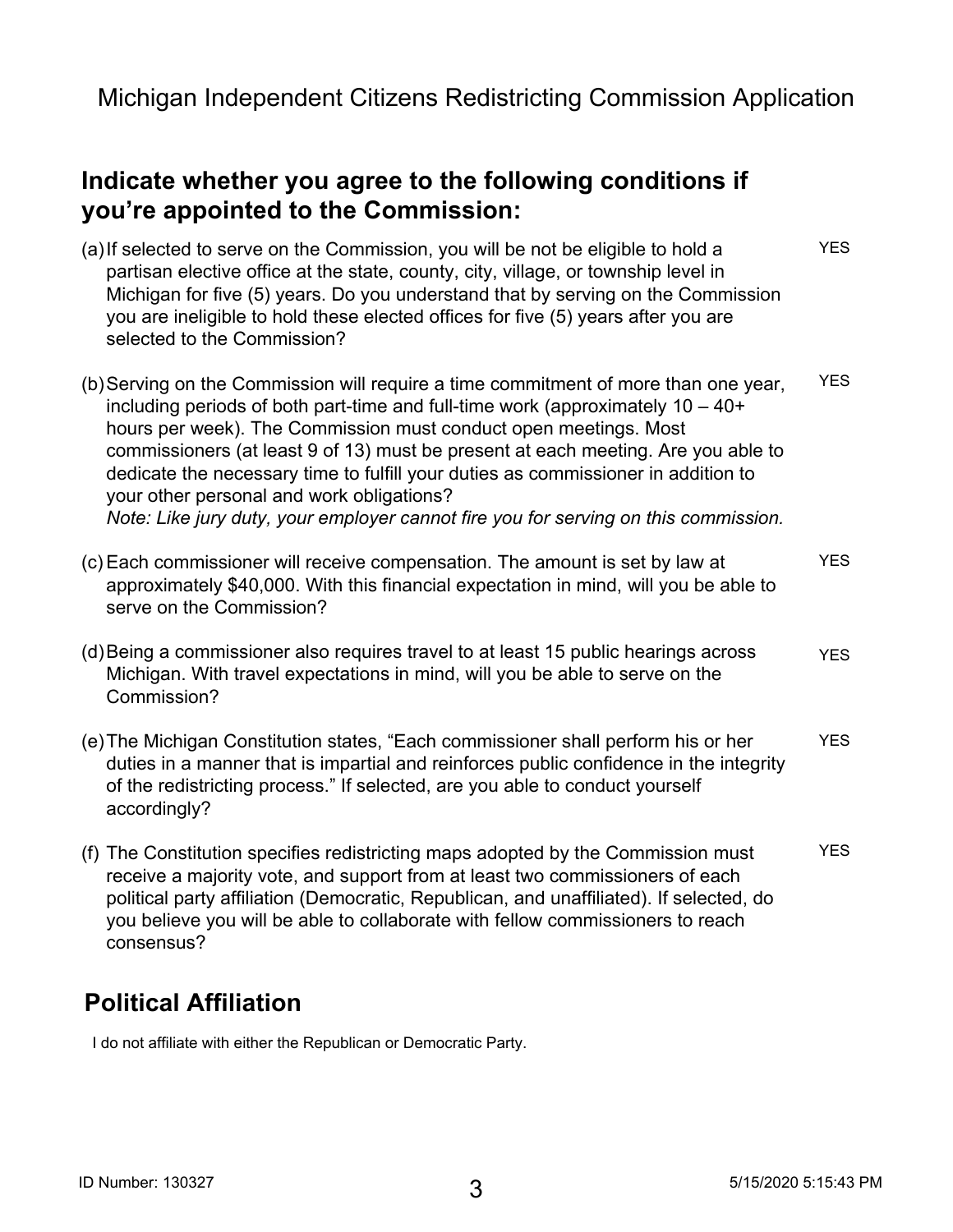Michigan Independent Citizens Redistricting Commission Application

## Indicate whether you agree to the following conditions if you're appointed to the Commission:

(a) If selected to serve on the Commission, you will be not be eligible to hold a partisan elective office at the state, county, city, village, or township level in Michigan for five (5) years. Do you understand that by serving on the Commission you are ineligible to hold these elected offices for five (5) years after you are selected to the Commission?

YES

(b) Serving on the Commission will require a time commitment of more than one year, including periods of both part-time and full-time work (approximately 10 – 40+ hours per week). The Commission must conduct open meetings. Most commissioners (at least 9 of 13) must be present at each meeting. Are you able to dedicate the necessary time to fulfill your duties as commissioner in addition to your other personal and work obligations?
*Note: Like jury duty, your employer cannot fire you for serving on this commission.*

YES

(c) Each commissioner will receive compensation. The amount is set by law at approximately $40,000. With this financial expectation in mind, will you be able to serve on the Commission?

YES

(d) Being a commissioner also requires travel to at least 15 public hearings across Michigan. With travel expectations in mind, will you be able to serve on the Commission?

YES

(e) The Michigan Constitution states, "Each commissioner shall perform his or her duties in a manner that is impartial and reinforces public confidence in the integrity of the redistricting process." If selected, are you able to conduct yourself accordingly?

YES

(f) The Constitution specifies redistricting maps adopted by the Commission must receive a majority vote, and support from at least two commissioners of each political party affiliation (Democratic, Republican, and unaffiliated). If selected, do you believe you will be able to collaborate with fellow commissioners to reach consensus?

YES

## Political Affiliation

I do not affiliate with either the Republican or Democratic Party.

ID Number: 130327

5/15/2020 5:15:43 PM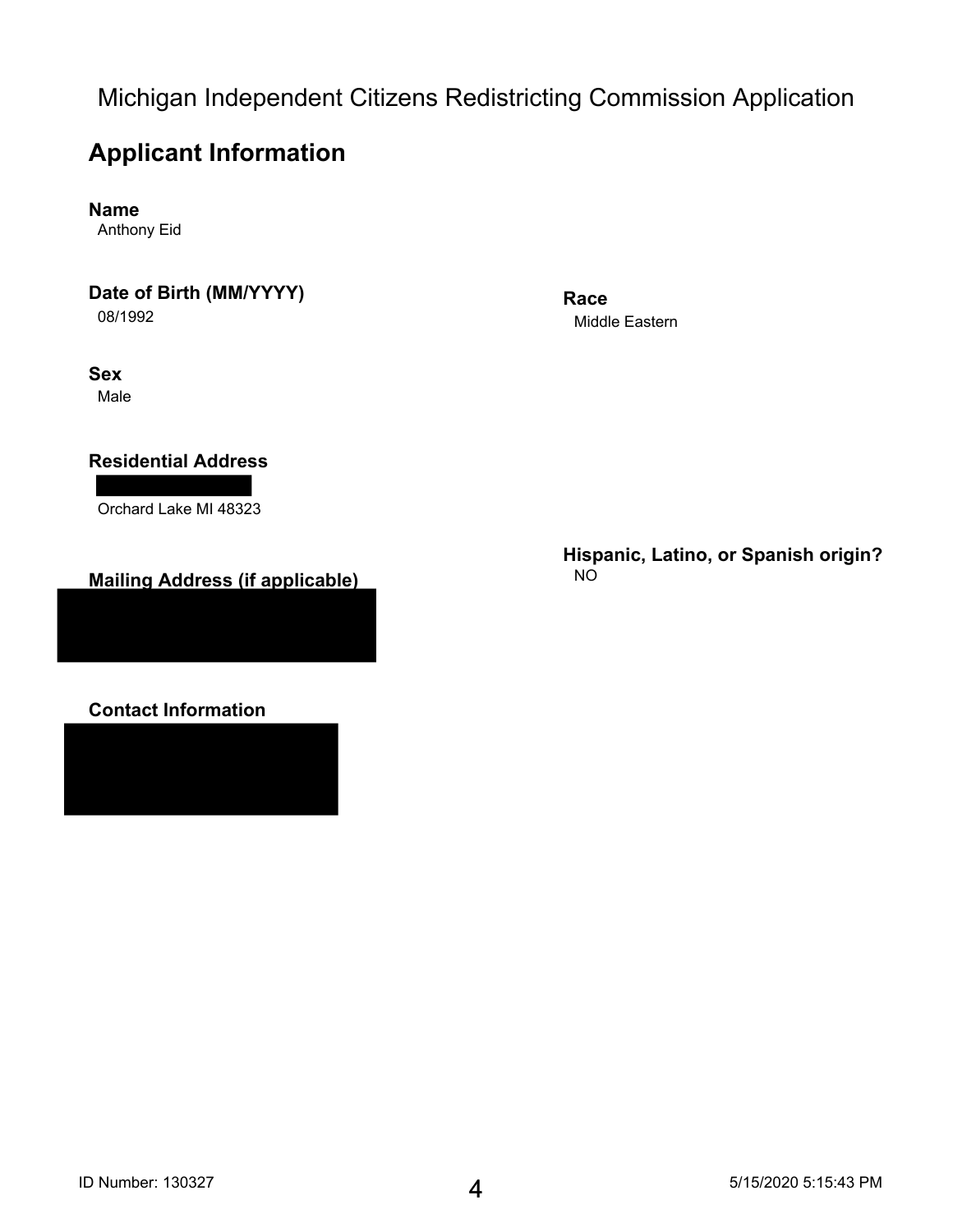Michigan Independent Citizens Redistricting Commission Application

## Applicant Information

**Name**
Anthony Eid

**Date of Birth (MM/YYYY)**
08/1992

**Race**
Middle Eastern

**Sex**
Male

**Residential Address**
Orchard Lake MI 48323

**Hispanic, Latino, or Spanish origin?**
NO

**Mailing Address (if applicable)**

**Contact Information**

ID Number: 130327

5/15/2020 5:15:43 PM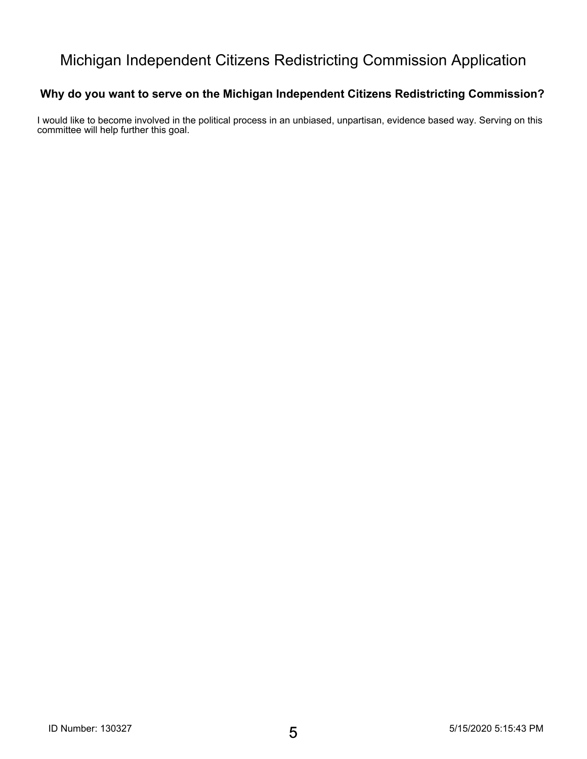# Michigan Independent Citizens Redistricting Commission Application

## Why do you want to serve on the Michigan Independent Citizens Redistricting Commission?

I would like to become involved in the political process in an unbiased, unpartisan, evidence based way. Serving on this committee will help further this goal.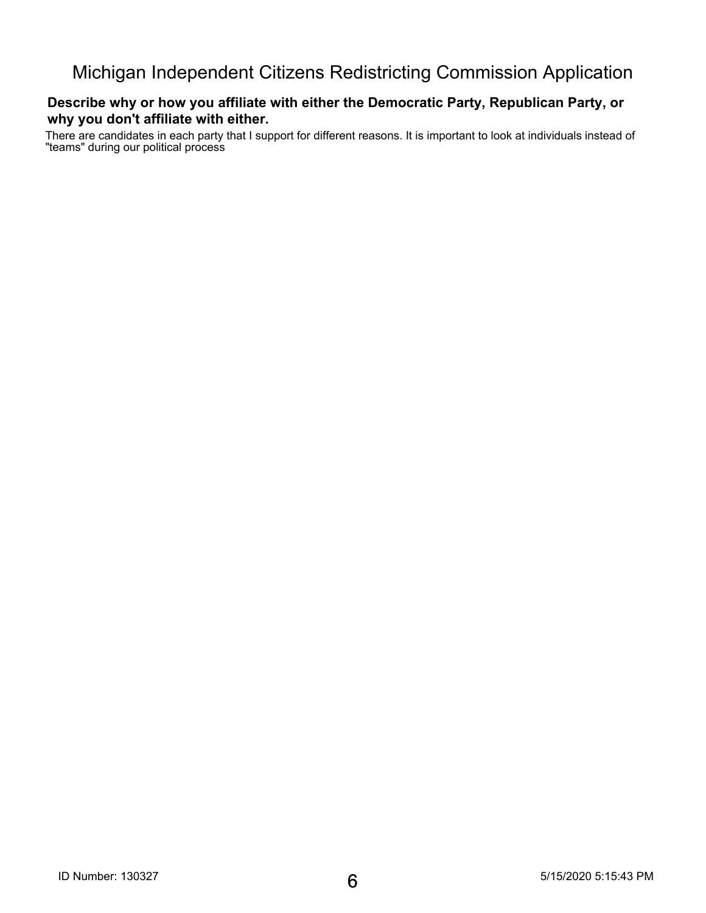# Michigan Independent Citizens Redistricting Commission Application

**Describe why or how you affiliate with either the Democratic Party, Republican Party, or why you don't affiliate with either.**

There are candidates in each party that I support for different reasons. It is important to look at individuals instead of "teams" during our political process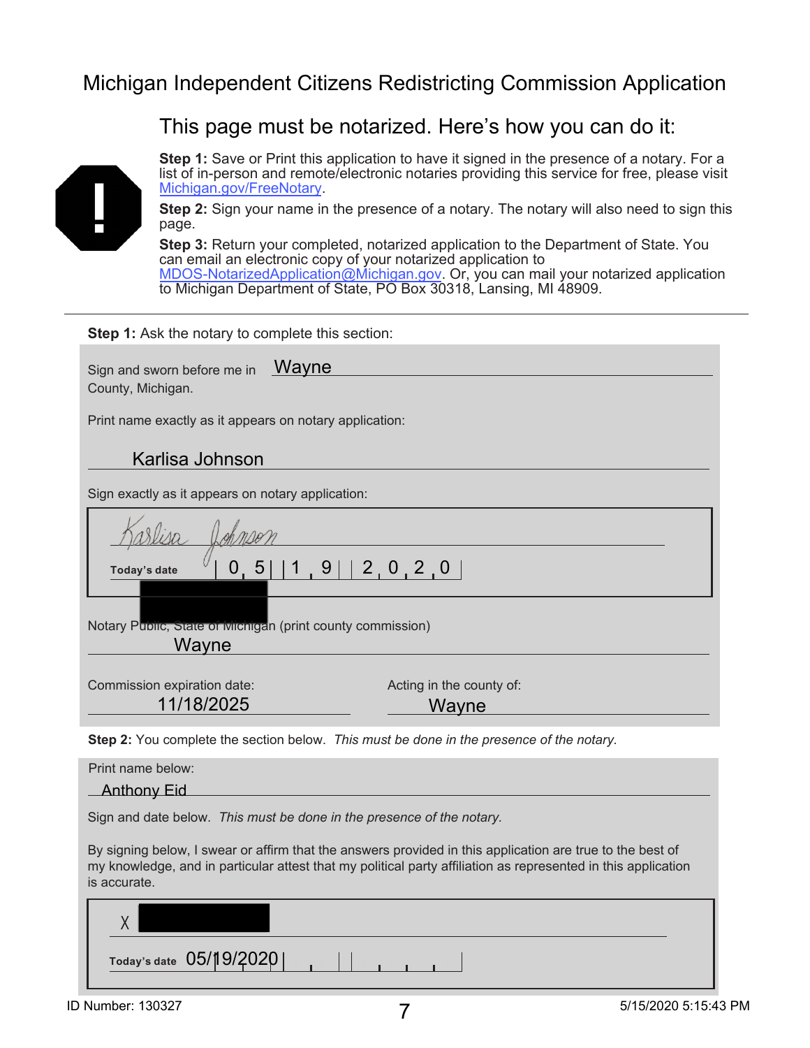# Michigan Independent Citizens Redistricting Commission Application

## This page must be notarized. Here's how you can do it:

**Step 1:** Save or Print this application to have it signed in the presence of a notary. For a list of in-person and remote/electronic notaries providing this service for free, please visit Michigan.gov/FreeNotary.

**Step 2:** Sign your name in the presence of a notary. The notary will also need to sign this page.

**Step 3:** Return your completed, notarized application to the Department of State. You can email an electronic copy of your notarized application to MDOS-NotarizedApplication@Michigan.gov. Or, you can mail your notarized application to Michigan Department of State, PO Box 30318, Lansing, MI 48909.

---

**Step 1:** Ask the notary to complete this section:

Sign and sworn before me in Wayne County, Michigan.

Print name exactly as it appears on notary application:

Karlisa Johnson

Sign exactly as it appears on notary application:

Karlisa Johnson

Today's date 05 19 2020

Notary Public, State of Michigan (print county commission)

Wayne

Commission expiration date: 11/18/2025

Acting in the county of: Wayne

**Step 2:** You complete the section below. *This must be done in the presence of the notary.*

Print name below:

Anthony Eid

Sign and date below. *This must be done in the presence of the notary.*

By signing below, I swear or affirm that the answers provided in this application are true to the best of my knowledge, and in particular attest that my political party affiliation as represented in this application is accurate.

X

Today's date 05/19/2020

ID Number: 130327

5/15/2020 5:15:43 PM